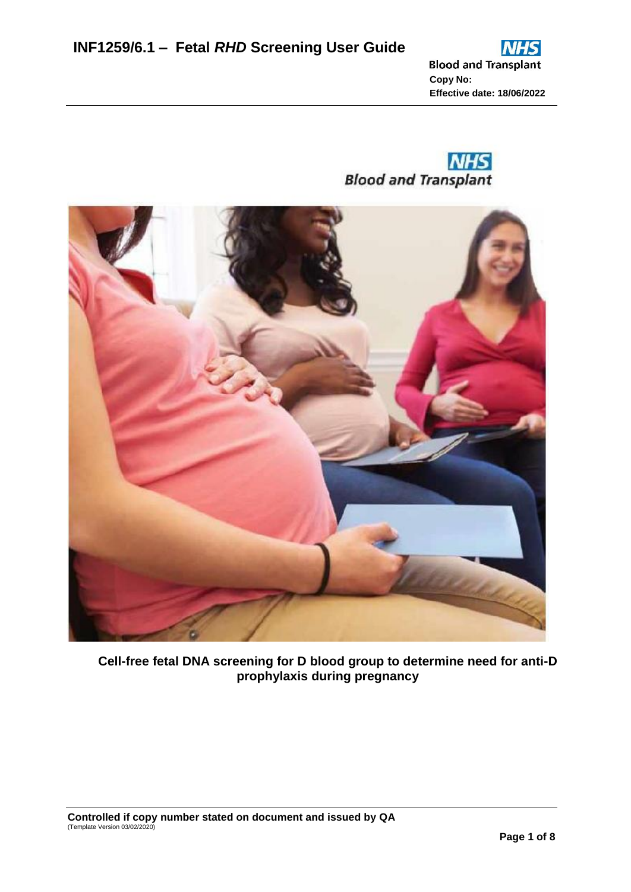# INF1259/6.1 – Fetal *RHD* Screening User Guide

Copy No:

Effective date: 18/06/2022

**Cell-free fetal DNA screening for D blood group to determine need for anti-D prophylaxis during pregnancy**

**Controlled if copy number stated on document and issued by QA**

(Template Version 03/02/2020)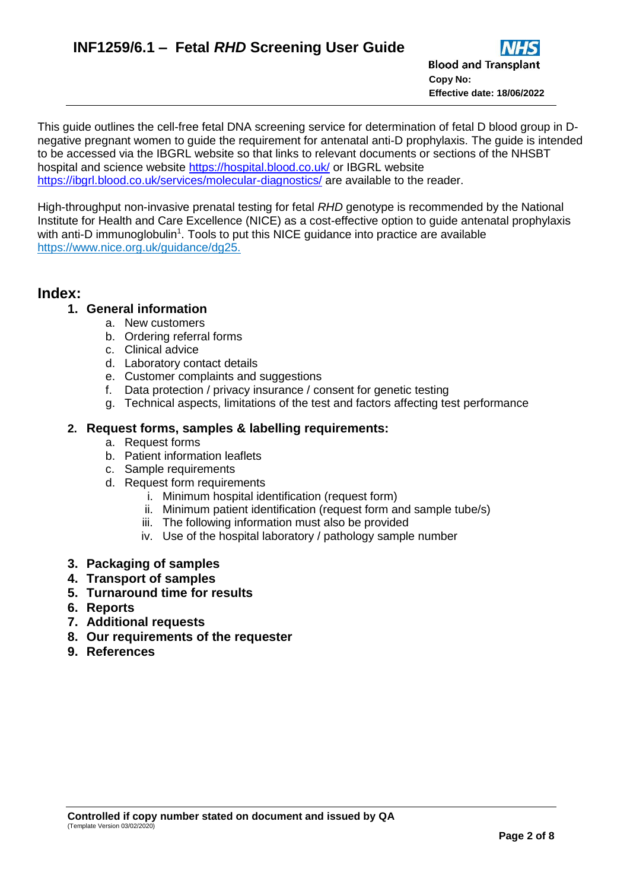This guide outlines the cell-free fetal DNA screening service for determination of fetal D blood group in D-negative pregnant women to guide the requirement for antenatal anti-D prophylaxis. The guide is intended to be accessed via the IBGRL website so that links to relevant documents or sections of the NHSBT hospital and science website https://hospital.blood.co.uk/ or IBGRL website https://ibgrl.blood.co.uk/services/molecular-diagnostics/ are available to the reader.

High-throughput non-invasive prenatal testing for fetal *RHD* genotype is recommended by the National Institute for Health and Care Excellence (NICE) as a cost-effective option to guide antenatal prophylaxis with anti-D immunoglobulin[1]. Tools to put this NICE guidance into practice are available https://www.nice.org.uk/guidance/dg25.

## Index:

1. **General information**
   a. New customers
   b. Ordering referral forms
   c. Clinical advice
   d. Laboratory contact details
   e. Customer complaints and suggestions
   f. Data protection / privacy insurance / consent for genetic testing
   g. Technical aspects, limitations of the test and factors affecting test performance

2. **Request forms, samples & labelling requirements:**
   a. Request forms
   b. Patient information leaflets
   c. Sample requirements
   d. Request form requirements
      i. Minimum hospital identification (request form)
      ii. Minimum patient identification (request form and sample tube/s)
      iii. The following information must also be provided
      iv. Use of the hospital laboratory / pathology sample number

3. **Packaging of samples**
4. **Transport of samples**
5. **Turnaround time for results**
6. **Reports**
7. **Additional requests**
8. **Our requirements of the requester**
9. **References**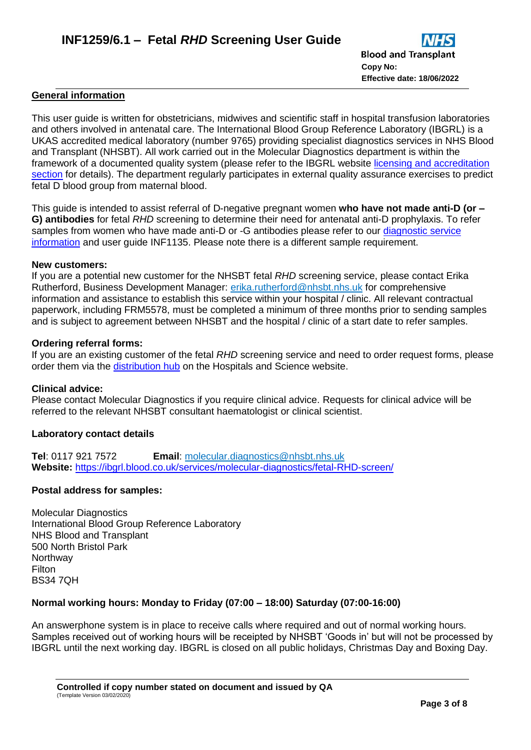## General information

This user guide is written for obstetricians, midwives and scientific staff in hospital transfusion laboratories and others involved in antenatal care. The International Blood Group Reference Laboratory (IBGRL) is a UKAS accredited medical laboratory (number 9765) providing specialist diagnostics services in NHS Blood and Transplant (NHSBT). All work carried out in the Molecular Diagnostics department is within the framework of a documented quality system (please refer to the IBGRL website [licensing and accreditation section]() for details). The department regularly participates in external quality assurance exercises to predict fetal D blood group from maternal blood.

This guide is intended to assist referral of D-negative pregnant women **who have not made anti-D (or –G) antibodies** for fetal *RHD* screening to determine their need for antenatal anti-D prophylaxis. To refer samples from women who have made anti-D or -G antibodies please refer to our [diagnostic service information]() and user guide INF1135. Please note there is a different sample requirement.

**New customers:**
If you are a potential new customer for the NHSBT fetal *RHD* screening service, please contact Erika Rutherford, Business Development Manager: erika.rutherford@nhsbt.nhs.uk for comprehensive information and assistance to establish this service within your hospital / clinic. All relevant contractual paperwork, including FRM5578, must be completed a minimum of three months prior to sending samples and is subject to agreement between NHSBT and the hospital / clinic of a start date to refer samples.

**Ordering referral forms:**
If you are an existing customer of the fetal *RHD* screening service and need to order request forms, please order them via the [distribution hub]() on the Hospitals and Science website.

**Clinical advice:**
Please contact Molecular Diagnostics if you require clinical advice. Requests for clinical advice will be referred to the relevant NHSBT consultant haematologist or clinical scientist.

**Laboratory contact details**

**Tel**: 0117 921 7572 **Email**: molecular.diagnostics@nhsbt.nhs.uk
**Website:** https://ibgrl.blood.co.uk/services/molecular-diagnostics/fetal-RHD-screen/

**Postal address for samples:**

Molecular Diagnostics
International Blood Group Reference Laboratory
NHS Blood and Transplant
500 North Bristol Park
Northway
Filton
BS34 7QH

**Normal working hours: Monday to Friday (07:00 – 18:00) Saturday (07:00-16:00)**

An answerphone system is in place to receive calls where required and out of normal working hours. Samples received out of working hours will be receipted by NHSBT 'Goods in' but will not be processed by IBGRL until the next working day. IBGRL is closed on all public holidays, Christmas Day and Boxing Day.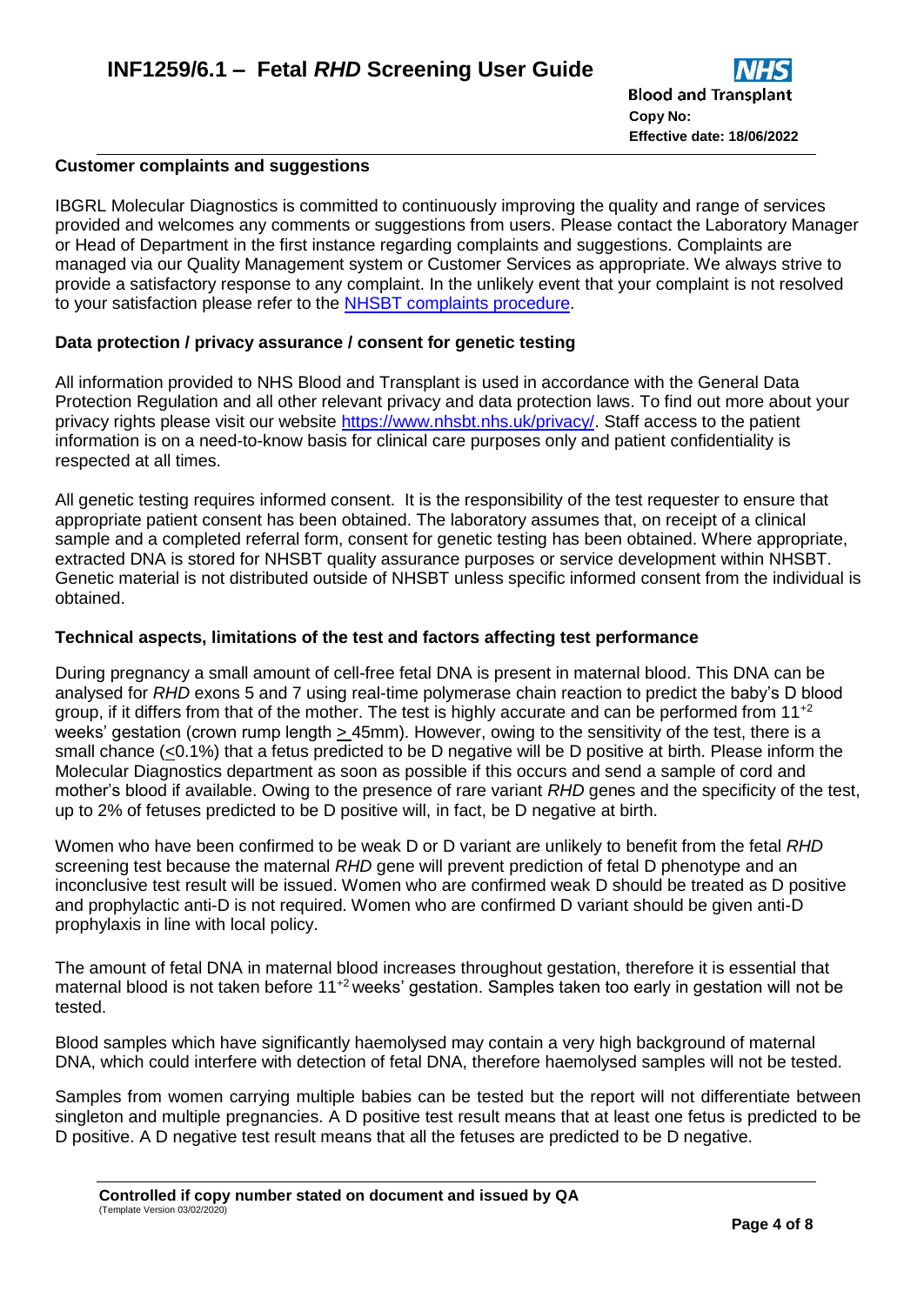## Customer complaints and suggestions

IBGRL Molecular Diagnostics is committed to continuously improving the quality and range of services provided and welcomes any comments or suggestions from users. Please contact the Laboratory Manager or Head of Department in the first instance regarding complaints and suggestions. Complaints are managed via our Quality Management system or Customer Services as appropriate. We always strive to provide a satisfactory response to any complaint. In the unlikely event that your complaint is not resolved to your satisfaction please refer to the [NHSBT complaints procedure](#).

## Data protection / privacy assurance / consent for genetic testing

All information provided to NHS Blood and Transplant is used in accordance with the General Data Protection Regulation and all other relevant privacy and data protection laws. To find out more about your privacy rights please visit our website [https://www.nhsbt.nhs.uk/privacy/](https://www.nhsbt.nhs.uk/privacy/). Staff access to the patient information is on a need-to-know basis for clinical care purposes only and patient confidentiality is respected at all times.

All genetic testing requires informed consent. It is the responsibility of the test requester to ensure that appropriate patient consent has been obtained. The laboratory assumes that, on receipt of a clinical sample and a completed referral form, consent for genetic testing has been obtained. Where appropriate, extracted DNA is stored for NHSBT quality assurance purposes or service development within NHSBT. Genetic material is not distributed outside of NHSBT unless specific informed consent from the individual is obtained.

## Technical aspects, limitations of the test and factors affecting test performance

During pregnancy a small amount of cell-free fetal DNA is present in maternal blood. This DNA can be analysed for *RHD* exons 5 and 7 using real-time polymerase chain reaction to predict the baby's D blood group, if it differs from that of the mother. The test is highly accurate and can be performed from $11^{+2}$ weeks' gestation (crown rump length $\geq$ 45mm). However, owing to the sensitivity of the test, there is a small chance ($\leq$0.1%) that a fetus predicted to be D negative will be D positive at birth. Please inform the Molecular Diagnostics department as soon as possible if this occurs and send a sample of cord and mother's blood if available. Owing to the presence of rare variant *RHD* genes and the specificity of the test, up to 2% of fetuses predicted to be D positive will, in fact, be D negative at birth.

Women who have been confirmed to be weak D or D variant are unlikely to benefit from the fetal *RHD* screening test because the maternal *RHD* gene will prevent prediction of fetal D phenotype and an inconclusive test result will be issued. Women who are confirmed weak D should be treated as D positive and prophylactic anti-D is not required. Women who are confirmed D variant should be given anti-D prophylaxis in line with local policy.

The amount of fetal DNA in maternal blood increases throughout gestation, therefore it is essential that maternal blood is not taken before $11^{+2}$ weeks' gestation. Samples taken too early in gestation will not be tested.

Blood samples which have significantly haemolysed may contain a very high background of maternal DNA, which could interfere with detection of fetal DNA, therefore haemolysed samples will not be tested.

Samples from women carrying multiple babies can be tested but the report will not differentiate between singleton and multiple pregnancies. A D positive test result means that at least one fetus is predicted to be D positive. A D negative test result means that all the fetuses are predicted to be D negative.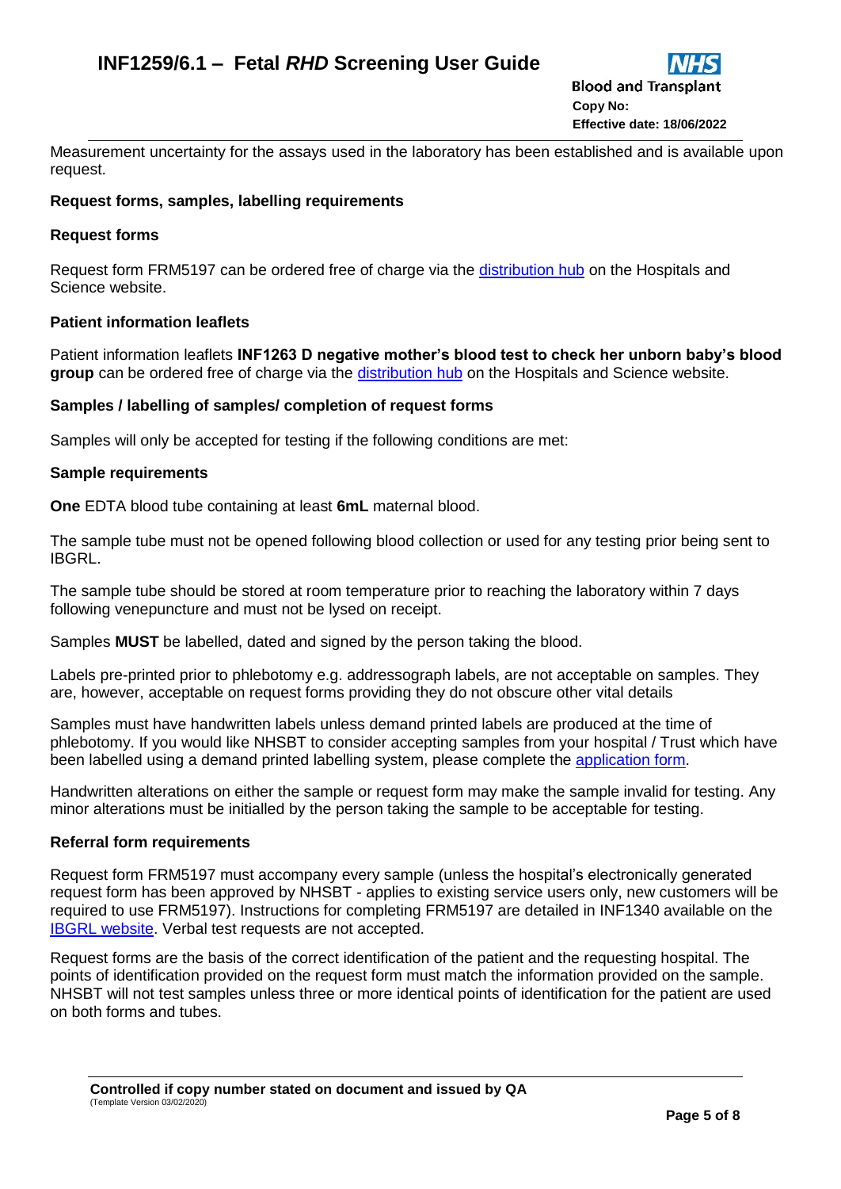Measurement uncertainty for the assays used in the laboratory has been established and is available upon request.

### Request forms, samples, labelling requirements

### Request forms

Request form FRM5197 can be ordered free of charge via the distribution hub on the Hospitals and Science website.

### Patient information leaflets

Patient information leaflets **INF1263 D negative mother's blood test to check her unborn baby's blood group** can be ordered free of charge via the distribution hub on the Hospitals and Science website.

### Samples / labelling of samples/ completion of request forms

Samples will only be accepted for testing if the following conditions are met:

### Sample requirements

**One** EDTA blood tube containing at least **6mL** maternal blood.

The sample tube must not be opened following blood collection or used for any testing prior being sent to IBGRL.

The sample tube should be stored at room temperature prior to reaching the laboratory within 7 days following venepuncture and must not be lysed on receipt.

Samples **MUST** be labelled, dated and signed by the person taking the blood.

Labels pre-printed prior to phlebotomy e.g. addressograph labels, are not acceptable on samples. They are, however, acceptable on request forms providing they do not obscure other vital details

Samples must have handwritten labels unless demand printed labels are produced at the time of phlebotomy. If you would like NHSBT to consider accepting samples from your hospital / Trust which have been labelled using a demand printed labelling system, please complete the application form.

Handwritten alterations on either the sample or request form may make the sample invalid for testing. Any minor alterations must be initialled by the person taking the sample to be acceptable for testing.

### Referral form requirements

Request form FRM5197 must accompany every sample (unless the hospital's electronically generated request form has been approved by NHSBT - applies to existing service users only, new customers will be required to use FRM5197). Instructions for completing FRM5197 are detailed in INF1340 available on the IBGRL website. Verbal test requests are not accepted.

Request forms are the basis of the correct identification of the patient and the requesting hospital. The points of identification provided on the request form must match the information provided on the sample. NHSBT will not test samples unless three or more identical points of identification for the patient are used on both forms and tubes.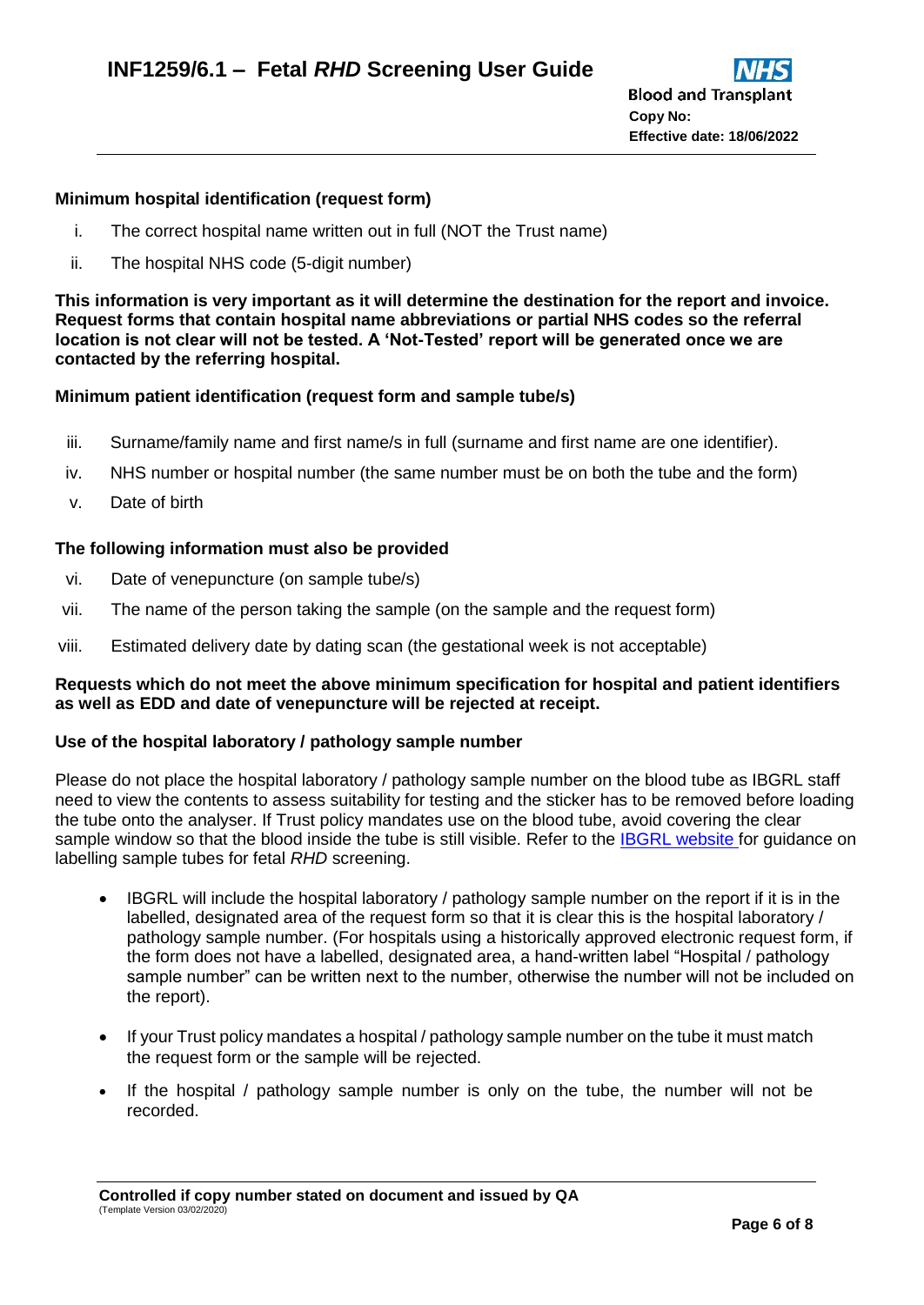**Minimum hospital identification (request form)**

i. The correct hospital name written out in full (NOT the Trust name)
ii. The hospital NHS code (5-digit number)

**This information is very important as it will determine the destination for the report and invoice. Request forms that contain hospital name abbreviations or partial NHS codes so the referral location is not clear will not be tested. A 'Not-Tested' report will be generated once we are contacted by the referring hospital.**

**Minimum patient identification (request form and sample tube/s)**

iii. Surname/family name and first name/s in full (surname and first name are one identifier).
iv. NHS number or hospital number (the same number must be on both the tube and the form)
v. Date of birth

**The following information must also be provided**

vi. Date of venepuncture (on sample tube/s)
vii. The name of the person taking the sample (on the sample and the request form)
viii. Estimated delivery date by dating scan (the gestational week is not acceptable)

**Requests which do not meet the above minimum specification for hospital and patient identifiers as well as EDD and date of venepuncture will be rejected at receipt.**

**Use of the hospital laboratory / pathology sample number**

Please do not place the hospital laboratory / pathology sample number on the blood tube as IBGRL staff need to view the contents to assess suitability for testing and the sticker has to be removed before loading the tube onto the analyser. If Trust policy mandates use on the blood tube, avoid covering the clear sample window so that the blood inside the tube is still visible. Refer to the IBGRL website for guidance on labelling sample tubes for fetal *RHD* screening.

- IBGRL will include the hospital laboratory / pathology sample number on the report if it is in the labelled, designated area of the request form so that it is clear this is the hospital laboratory / pathology sample number. (For hospitals using a historically approved electronic request form, if the form does not have a labelled, designated area, a hand-written label "Hospital / pathology sample number" can be written next to the number, otherwise the number will not be included on the report).
- If your Trust policy mandates a hospital / pathology sample number on the tube it must match the request form or the sample will be rejected.
- If the hospital / pathology sample number is only on the tube, the number will not be recorded.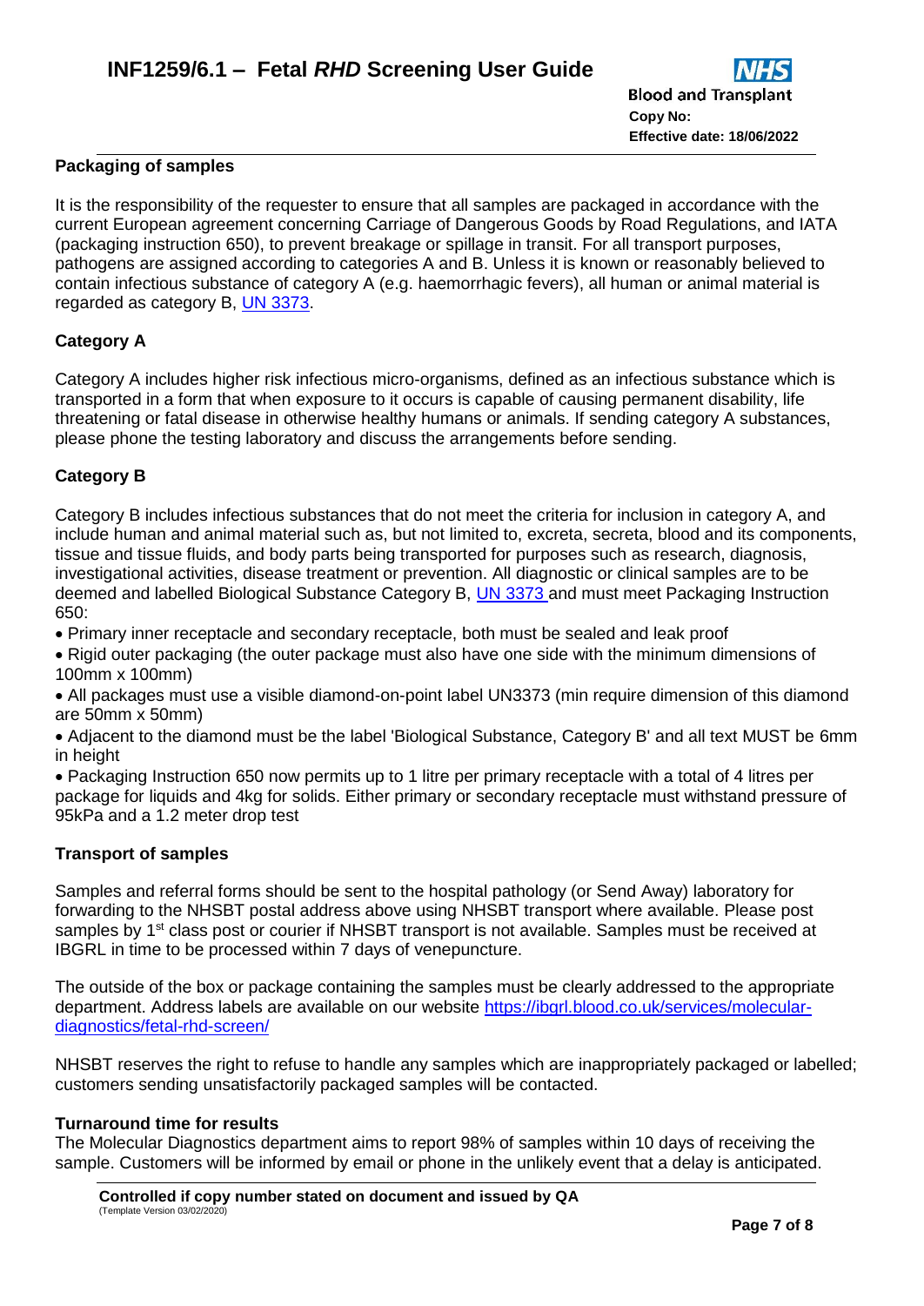**Packaging of samples**

It is the responsibility of the requester to ensure that all samples are packaged in accordance with the current European agreement concerning Carriage of Dangerous Goods by Road Regulations, and IATA (packaging instruction 650), to prevent breakage or spillage in transit. For all transport purposes, pathogens are assigned according to categories A and B. Unless it is known or reasonably believed to contain infectious substance of category A (e.g. haemorrhagic fevers), all human or animal material is regarded as category B, UN 3373.

**Category A**

Category A includes higher risk infectious micro-organisms, defined as an infectious substance which is transported in a form that when exposure to it occurs is capable of causing permanent disability, life threatening or fatal disease in otherwise healthy humans or animals. If sending category A substances, please phone the testing laboratory and discuss the arrangements before sending.

**Category B**

Category B includes infectious substances that do not meet the criteria for inclusion in category A, and include human and animal material such as, but not limited to, excreta, secreta, blood and its components, tissue and tissue fluids, and body parts being transported for purposes such as research, diagnosis, investigational activities, disease treatment or prevention. All diagnostic or clinical samples are to be deemed and labelled Biological Substance Category B, UN 3373 and must meet Packaging Instruction 650:

- Primary inner receptacle and secondary receptacle, both must be sealed and leak proof
- Rigid outer packaging (the outer package must also have one side with the minimum dimensions of 100mm x 100mm)
- All packages must use a visible diamond-on-point label UN3373 (min require dimension of this diamond are 50mm x 50mm)
- Adjacent to the diamond must be the label 'Biological Substance, Category B' and all text MUST be 6mm in height
- Packaging Instruction 650 now permits up to 1 litre per primary receptacle with a total of 4 litres per package for liquids and 4kg for solids. Either primary or secondary receptacle must withstand pressure of 95kPa and a 1.2 meter drop test

**Transport of samples**

Samples and referral forms should be sent to the hospital pathology (or Send Away) laboratory for forwarding to the NHSBT postal address above using NHSBT transport where available. Please post samples by 1st class post or courier if NHSBT transport is not available. Samples must be received at IBGRL in time to be processed within 7 days of venepuncture.

The outside of the box or package containing the samples must be clearly addressed to the appropriate department. Address labels are available on our website https://ibgrl.blood.co.uk/services/molecular-diagnostics/fetal-rhd-screen/

NHSBT reserves the right to refuse to handle any samples which are inappropriately packaged or labelled; customers sending unsatisfactorily packaged samples will be contacted.

**Turnaround time for results**

The Molecular Diagnostics department aims to report 98% of samples within 10 days of receiving the sample. Customers will be informed by email or phone in the unlikely event that a delay is anticipated.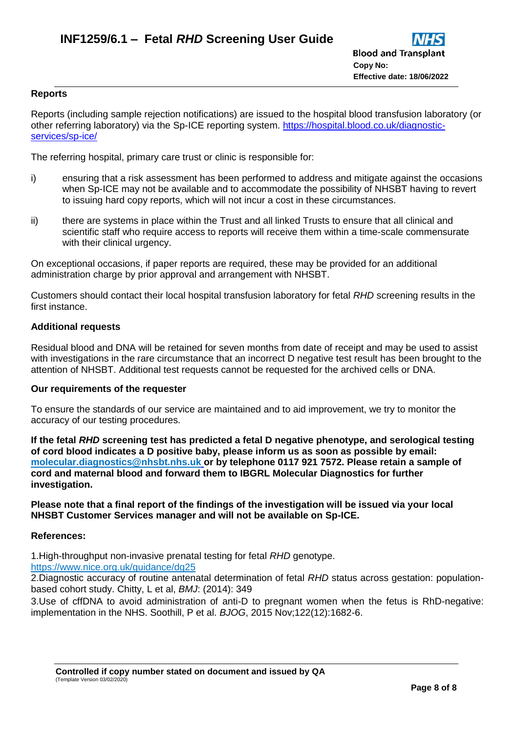## Reports

Reports (including sample rejection notifications) are issued to the hospital blood transfusion laboratory (or other referring laboratory) via the Sp-ICE reporting system. [https://hospital.blood.co.uk/diagnostic-services/sp-ice/](https://hospital.blood.co.uk/diagnostic-services/sp-ice/)

The referring hospital, primary care trust or clinic is responsible for:

i) ensuring that a risk assessment has been performed to address and mitigate against the occasions when Sp-ICE may not be available and to accommodate the possibility of NHSBT having to revert to issuing hard copy reports, which will not incur a cost in these circumstances.

ii) there are systems in place within the Trust and all linked Trusts to ensure that all clinical and scientific staff who require access to reports will receive them within a time-scale commensurate with their clinical urgency.

On exceptional occasions, if paper reports are required, these may be provided for an additional administration charge by prior approval and arrangement with NHSBT.

Customers should contact their local hospital transfusion laboratory for fetal *RHD* screening results in the first instance.

## Additional requests

Residual blood and DNA will be retained for seven months from date of receipt and may be used to assist with investigations in the rare circumstance that an incorrect D negative test result has been brought to the attention of NHSBT. Additional test requests cannot be requested for the archived cells or DNA.

## Our requirements of the requester

To ensure the standards of our service are maintained and to aid improvement, we try to monitor the accuracy of our testing procedures.

**If the fetal *RHD* screening test has predicted a fetal D negative phenotype, and serological testing of cord blood indicates a D positive baby, please inform us as soon as possible by email: [molecular.diagnostics@nhsbt.nhs.uk](mailto:molecular.diagnostics@nhsbt.nhs.uk) or by telephone 0117 921 7572. Please retain a sample of cord and maternal blood and forward them to IBGRL Molecular Diagnostics for further investigation.**

**Please note that a final report of the findings of the investigation will be issued via your local NHSBT Customer Services manager and will not be available on Sp-ICE.**

## References:

1. High-throughput non-invasive prenatal testing for fetal *RHD* genotype. [https://www.nice.org.uk/guidance/dg25](https://www.nice.org.uk/guidance/dg25)
2. Diagnostic accuracy of routine antenatal determination of fetal *RHD* status across gestation: population-based cohort study. Chitty, L et al, *BMJ*: (2014): 349
3. Use of cffDNA to avoid administration of anti-D to pregnant women when the fetus is RhD-negative: implementation in the NHS. Soothill, P et al. *BJOG*, 2015 Nov;122(12):1682-6.